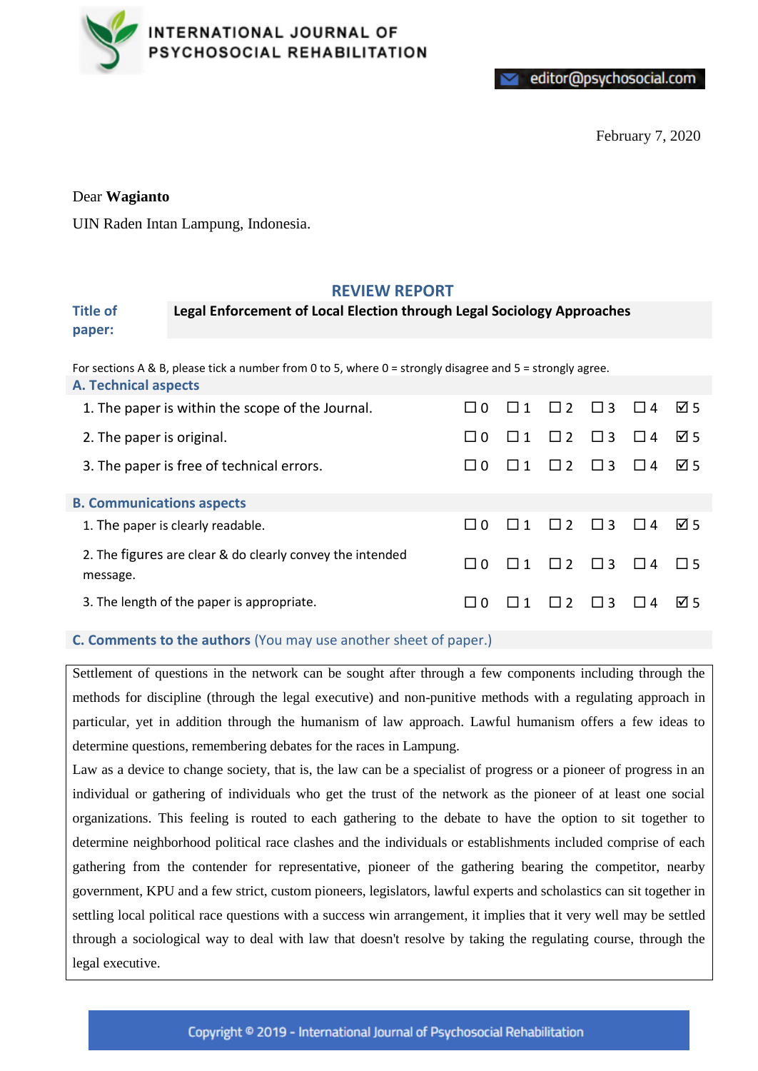INTERNATIONAL JOURNAL OF PSYCHOSOCIAL REHABILITATION

editor@psychosocial.com

February 7, 2020

Dear **Wagianto**

UIN Raden Intan Lampung, Indonesia.

## REVIEW REPORT

| Title of paper: | **Legal Enforcement of Local Election through Legal Sociology Approaches** |
|---|---|

For sections A & B, please tick a number from 0 to 5, where 0 = strongly disagree and 5 = strongly agree.

### A. Technical aspects

| | 0 | 1 | 2 | 3 | 4 | 5 |
|---|---|---|---|---|---|---|
| 1. The paper is within the scope of the Journal. | ☐ | ☐ | ☐ | ☐ | ☐ | ☑ |
| 2. The paper is original. | ☐ | ☐ | ☐ | ☐ | ☐ | ☑ |
| 3. The paper is free of technical errors. | ☐ | ☐ | ☐ | ☐ | ☐ | ☑ |

### B. Communications aspects

| | 0 | 1 | 2 | 3 | 4 | 5 |
|---|---|---|---|---|---|---|
| 1. The paper is clearly readable. | ☐ | ☐ | ☐ | ☐ | ☐ | ☑ |
| 2. The figures are clear & do clearly convey the intended message. | ☐ | ☐ | ☐ | ☐ | ☐ | ☐ |
| 3. The length of the paper is appropriate. | ☐ | ☐ | ☐ | ☐ | ☐ | ☑ |

### C. Comments to the authors (You may use another sheet of paper.)

Settlement of questions in the network can be sought after through a few components including through the methods for discipline (through the legal executive) and non-punitive methods with a regulating approach in particular, yet in addition through the humanism of law approach. Lawful humanism offers a few ideas to determine questions, remembering debates for the races in Lampung.

Law as a device to change society, that is, the law can be a specialist of progress or a pioneer of progress in an individual or gathering of individuals who get the trust of the network as the pioneer of at least one social organizations. This feeling is routed to each gathering to the debate to have the option to sit together to determine neighborhood political race clashes and the individuals or establishments included comprise of each gathering from the contender for representative, pioneer of the gathering bearing the competitor, nearby government, KPU and a few strict, custom pioneers, legislators, lawful experts and scholastics can sit together in settling local political race questions with a success win arrangement, it implies that it very well may be settled through a sociological way to deal with law that doesn't resolve by taking the regulating course, through the legal executive.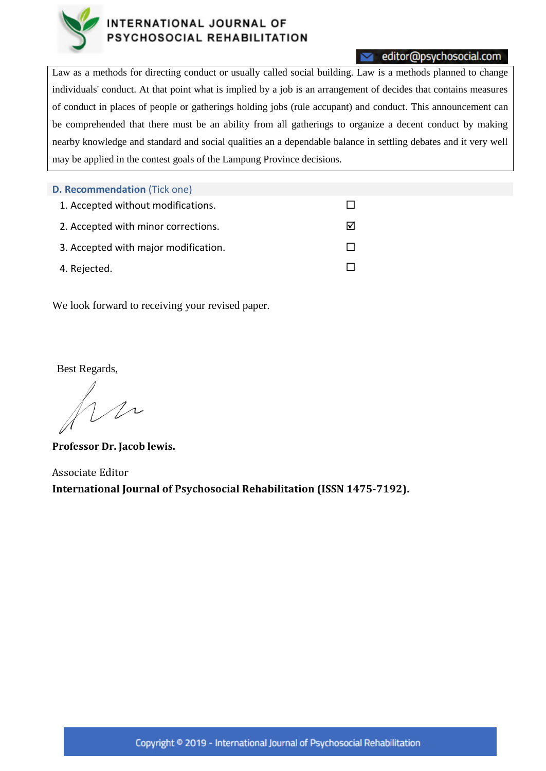Law as a methods for directing conduct or usually called social building. Law is a methods planned to change individuals' conduct. At that point what is implied by a job is an arrangement of decides that contains measures of conduct in places of people or gatherings holding jobs (rule accupant) and conduct. This announcement can be comprehended that there must be an ability from all gatherings to organize a decent conduct by making nearby knowledge and standard and social qualities an a dependable balance in settling debates and it very well may be applied in the contest goals of the Lampung Province decisions.

**D. Recommendation** (Tick one)

1. Accepted without modifications. ☐
2. Accepted with minor corrections. ☑
3. Accepted with major modification. ☐
4. Rejected. ☐

We look forward to receiving your revised paper.

Best Regards,

**Professor Dr. Jacob lewis.**

Associate Editor

**International Journal of Psychosocial Rehabilitation (ISSN 1475-7192).**